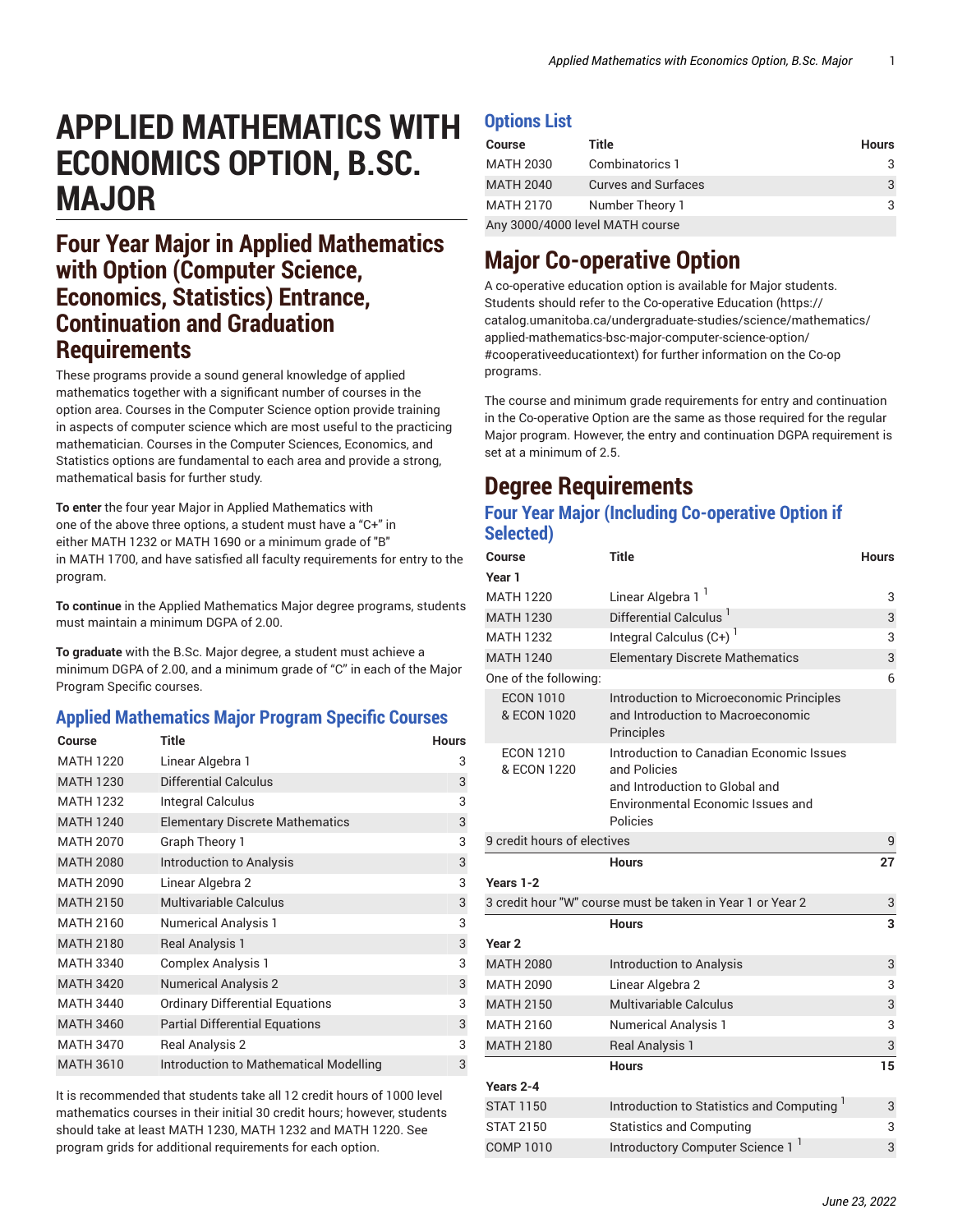# APPLIED MATHEMATICS WITH ECONOMICS OPTION, B.SC. MAJOR

## Four Year Major in Applied Mathematics with Option (Computer Science, Economics, Statistics) Entrance, Continuation and Graduation Requirements

These programs provide a sound general knowledge of applied mathematics together with a significant number of courses in the option area. Courses in the Computer Science option provide training in aspects of computer science which are most useful to the practicing mathematician. Courses in the Computer Sciences, Economics, and Statistics options are fundamental to each area and provide a strong, mathematical basis for further study.

**To enter** the four year Major in Applied Mathematics with one of the above three options, a student must have a "C+" in either MATH 1232 or MATH 1690 or a minimum grade of "B" in MATH 1700, and have satisfied all faculty requirements for entry to the program.

**To continue** in the Applied Mathematics Major degree programs, students must maintain a minimum DGPA of 2.00.

**To graduate** with the B.Sc. Major degree, a student must achieve a minimum DGPA of 2.00, and a minimum grade of "C" in each of the Major Program Specific courses.

### Applied Mathematics Major Program Specific Courses

| Course | Title | Hours |
|---|---|---|
| MATH 1220 | Linear Algebra 1 | 3 |
| MATH 1230 | Differential Calculus | 3 |
| MATH 1232 | Integral Calculus | 3 |
| MATH 1240 | Elementary Discrete Mathematics | 3 |
| MATH 2070 | Graph Theory 1 | 3 |
| MATH 2080 | Introduction to Analysis | 3 |
| MATH 2090 | Linear Algebra 2 | 3 |
| MATH 2150 | Multivariable Calculus | 3 |
| MATH 2160 | Numerical Analysis 1 | 3 |
| MATH 2180 | Real Analysis 1 | 3 |
| MATH 3340 | Complex Analysis 1 | 3 |
| MATH 3420 | Numerical Analysis 2 | 3 |
| MATH 3440 | Ordinary Differential Equations | 3 |
| MATH 3460 | Partial Differential Equations | 3 |
| MATH 3470 | Real Analysis 2 | 3 |
| MATH 3610 | Introduction to Mathematical Modelling | 3 |

It is recommended that students take all 12 credit hours of 1000 level mathematics courses in their initial 30 credit hours; however, students should take at least MATH 1230, MATH 1232 and MATH 1220. See program grids for additional requirements for each option.

### Options List

| Course | Title | Hours |
|---|---|---|
| MATH 2030 | Combinatorics 1 | 3 |
| MATH 2040 | Curves and Surfaces | 3 |
| MATH 2170 | Number Theory 1 | 3 |
| Any 3000/4000 level MATH course | | |

## Major Co-operative Option

A co-operative education option is available for Major students. Students should refer to the Co-operative Education (https://catalog.umanitoba.ca/undergraduate-studies/science/mathematics/applied-mathematics-bsc-major-computer-science-option/#cooperativeeducationtext) for further information on the Co-op programs.

The course and minimum grade requirements for entry and continuation in the Co-operative Option are the same as those required for the regular Major program. However, the entry and continuation DGPA requirement is set at a minimum of 2.5.

## Degree Requirements

### Four Year Major (Including Co-operative Option if Selected)

| Course | Title | Hours |
|---|---|---|
| **Year 1** | | |
| MATH 1220 | Linear Algebra 1 [1] | 3 |
| MATH 1230 | Differential Calculus [1] | 3 |
| MATH 1232 | Integral Calculus (C+) [1] | 3 |
| MATH 1240 | Elementary Discrete Mathematics | 3 |
| One of the following: | | 6 |
| ECON 1010 & ECON 1020 | Introduction to Microeconomic Principles and Introduction to Macroeconomic Principles | |
| ECON 1210 & ECON 1220 | Introduction to Canadian Economic Issues and Policies and Introduction to Global and Environmental Economic Issues and Policies | |
| 9 credit hours of electives | | 9 |
| | **Hours** | **27** |
| **Years 1-2** | | |
| 3 credit hour "W" course must be taken in Year 1 or Year 2 | | 3 |
| | **Hours** | **3** |
| **Year 2** | | |
| MATH 2080 | Introduction to Analysis | 3 |
| MATH 2090 | Linear Algebra 2 | 3 |
| MATH 2150 | Multivariable Calculus | 3 |
| MATH 2160 | Numerical Analysis 1 | 3 |
| MATH 2180 | Real Analysis 1 | 3 |
| | **Hours** | **15** |
| **Years 2-4** | | |
| STAT 1150 | Introduction to Statistics and Computing [1] | 3 |
| STAT 2150 | Statistics and Computing | 3 |
| COMP 1010 | Introductory Computer Science 1 [1] | 3 |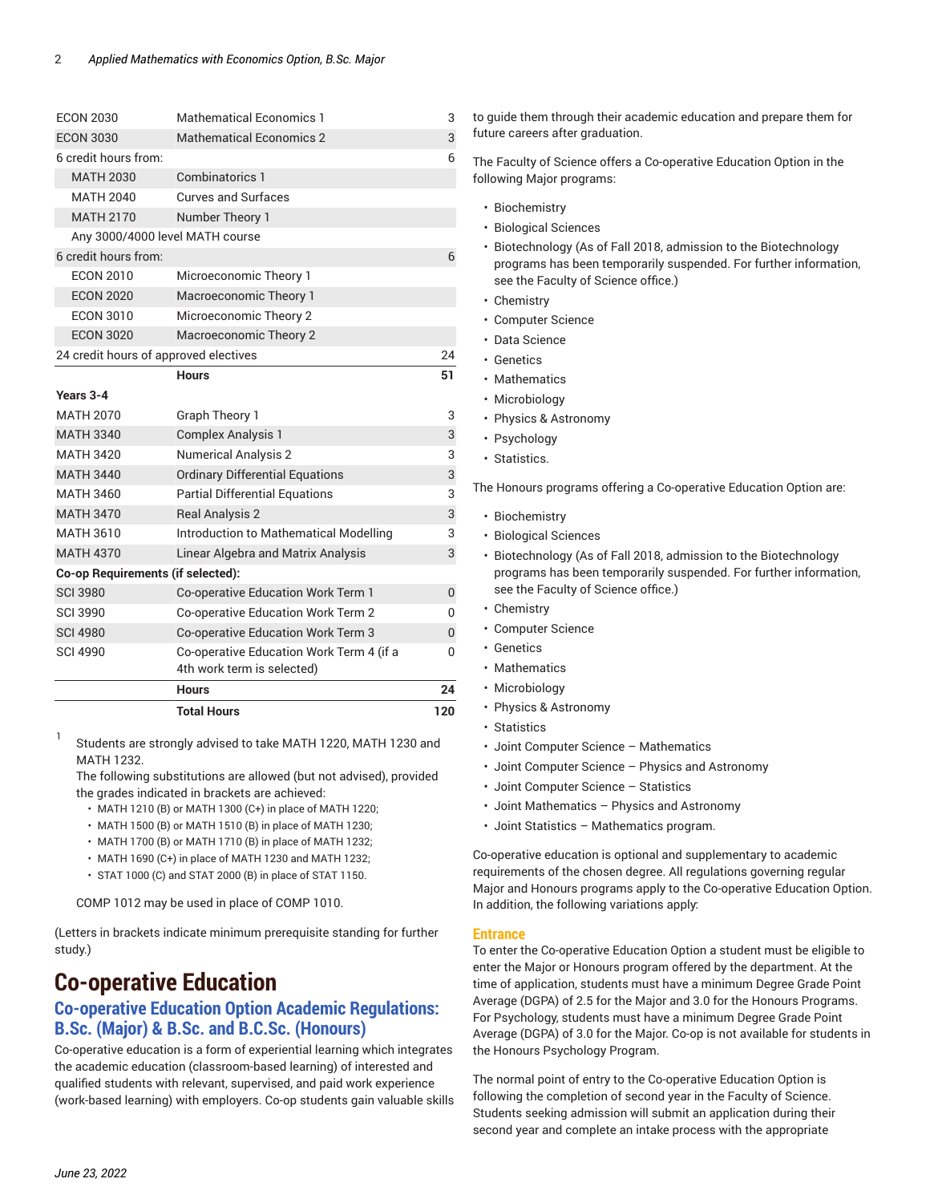| | | |
|---|---|---|
| ECON 2030 | Mathematical Economics 1 | 3 |
| ECON 3030 | Mathematical Economics 2 | 3 |
| 6 credit hours from: | | 6 |
| MATH 2030 | Combinatorics 1 | |
| MATH 2040 | Curves and Surfaces | |
| MATH 2170 | Number Theory 1 | |
| Any 3000/4000 level MATH course | | |
| 6 credit hours from: | | 6 |
| ECON 2010 | Microeconomic Theory 1 | |
| ECON 2020 | Macroeconomic Theory 1 | |
| ECON 3010 | Microeconomic Theory 2 | |
| ECON 3020 | Macroeconomic Theory 2 | |
| 24 credit hours of approved electives | | 24 |
| | **Hours** | **51** |
| **Years 3-4** | | |
| MATH 2070 | Graph Theory 1 | 3 |
| MATH 3340 | Complex Analysis 1 | 3 |
| MATH 3420 | Numerical Analysis 2 | 3 |
| MATH 3440 | Ordinary Differential Equations | 3 |
| MATH 3460 | Partial Differential Equations | 3 |
| MATH 3470 | Real Analysis 2 | 3 |
| MATH 3610 | Introduction to Mathematical Modelling | 3 |
| MATH 4370 | Linear Algebra and Matrix Analysis | 3 |
| **Co-op Requirements (if selected):** | | |
| SCI 3980 | Co-operative Education Work Term 1 | 0 |
| SCI 3990 | Co-operative Education Work Term 2 | 0 |
| SCI 4980 | Co-operative Education Work Term 3 | 0 |
| SCI 4990 | Co-operative Education Work Term 4 (if a 4th work term is selected) | 0 |
| | **Hours** | **24** |
| | **Total Hours** | **120** |

1. Students are strongly advised to take MATH 1220, MATH 1230 and MATH 1232.
   The following substitutions are allowed (but not advised), provided the grades indicated in brackets are achieved:
   - MATH 1210 (B) or MATH 1300 (C+) in place of MATH 1220;
   - MATH 1500 (B) or MATH 1510 (B) in place of MATH 1230;
   - MATH 1700 (B) or MATH 1710 (B) in place of MATH 1232;
   - MATH 1690 (C+) in place of MATH 1230 and MATH 1232;
   - STAT 1000 (C) and STAT 2000 (B) in place of STAT 1150.

   COMP 1012 may be used in place of COMP 1010.

(Letters in brackets indicate minimum prerequisite standing for further study.)

# Co-operative Education

## Co-operative Education Option Academic Regulations: B.Sc. (Major) & B.Sc. and B.C.Sc. (Honours)

Co-operative education is a form of experiential learning which integrates the academic education (classroom-based learning) of interested and qualified students with relevant, supervised, and paid work experience (work-based learning) with employers. Co-op students gain valuable skills to guide them through their academic education and prepare them for future careers after graduation.

The Faculty of Science offers a Co-operative Education Option in the following Major programs:

- Biochemistry
- Biological Sciences
- Biotechnology (As of Fall 2018, admission to the Biotechnology programs has been temporarily suspended. For further information, see the Faculty of Science office.)
- Chemistry
- Computer Science
- Data Science
- Genetics
- Mathematics
- Microbiology
- Physics & Astronomy
- Psychology
- Statistics.

The Honours programs offering a Co-operative Education Option are:

- Biochemistry
- Biological Sciences
- Biotechnology (As of Fall 2018, admission to the Biotechnology programs has been temporarily suspended. For further information, see the Faculty of Science office.)
- Chemistry
- Computer Science
- Genetics
- Mathematics
- Microbiology
- Physics & Astronomy
- Statistics
- Joint Computer Science – Mathematics
- Joint Computer Science – Physics and Astronomy
- Joint Computer Science – Statistics
- Joint Mathematics – Physics and Astronomy
- Joint Statistics – Mathematics program.

Co-operative education is optional and supplementary to academic requirements of the chosen degree. All regulations governing regular Major and Honours programs apply to the Co-operative Education Option. In addition, the following variations apply:

### Entrance

To enter the Co-operative Education Option a student must be eligible to enter the Major or Honours program offered by the department. At the time of application, students must have a minimum Degree Grade Point Average (DGPA) of 2.5 for the Major and 3.0 for the Honours Programs. For Psychology, students must have a minimum Degree Grade Point Average (DGPA) of 3.0 for the Major. Co-op is not available for students in the Honours Psychology Program.

The normal point of entry to the Co-operative Education Option is following the completion of second year in the Faculty of Science. Students seeking admission will submit an application during their second year and complete an intake process with the appropriate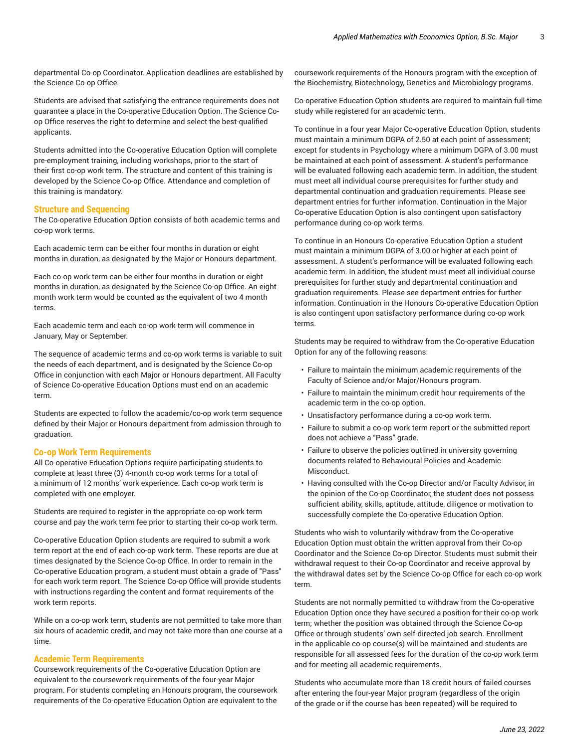departmental Co-op Coordinator. Application deadlines are established by the Science Co-op Office.

Students are advised that satisfying the entrance requirements does not guarantee a place in the Co-operative Education Option. The Science Co-op Office reserves the right to determine and select the best-qualified applicants.

Students admitted into the Co-operative Education Option will complete pre-employment training, including workshops, prior to the start of their first co-op work term. The structure and content of this training is developed by the Science Co-op Office. Attendance and completion of this training is mandatory.

### Structure and Sequencing

The Co-operative Education Option consists of both academic terms and co-op work terms.

Each academic term can be either four months in duration or eight months in duration, as designated by the Major or Honours department.

Each co-op work term can be either four months in duration or eight months in duration, as designated by the Science Co-op Office. An eight month work term would be counted as the equivalent of two 4 month terms.

Each academic term and each co-op work term will commence in January, May or September.

The sequence of academic terms and co-op work terms is variable to suit the needs of each department, and is designated by the Science Co-op Office in conjunction with each Major or Honours department. All Faculty of Science Co-operative Education Options must end on an academic term.

Students are expected to follow the academic/co-op work term sequence defined by their Major or Honours department from admission through to graduation.

### Co-op Work Term Requirements

All Co-operative Education Options require participating students to complete at least three (3) 4-month co-op work terms for a total of a minimum of 12 months' work experience. Each co-op work term is completed with one employer.

Students are required to register in the appropriate co-op work term course and pay the work term fee prior to starting their co-op work term.

Co-operative Education Option students are required to submit a work term report at the end of each co-op work term. These reports are due at times designated by the Science Co-op Office. In order to remain in the Co-operative Education program, a student must obtain a grade of "Pass" for each work term report. The Science Co-op Office will provide students with instructions regarding the content and format requirements of the work term reports.

While on a co-op work term, students are not permitted to take more than six hours of academic credit, and may not take more than one course at a time.

### Academic Term Requirements

Coursework requirements of the Co-operative Education Option are equivalent to the coursework requirements of the four-year Major program. For students completing an Honours program, the coursework requirements of the Co-operative Education Option are equivalent to the coursework requirements of the Honours program with the exception of the Biochemistry, Biotechnology, Genetics and Microbiology programs.

Co-operative Education Option students are required to maintain full-time study while registered for an academic term.

To continue in a four year Major Co-operative Education Option, students must maintain a minimum DGPA of 2.50 at each point of assessment; except for students in Psychology where a minimum DGPA of 3.00 must be maintained at each point of assessment. A student's performance will be evaluated following each academic term. In addition, the student must meet all individual course prerequisites for further study and departmental continuation and graduation requirements. Please see department entries for further information. Continuation in the Major Co-operative Education Option is also contingent upon satisfactory performance during co-op work terms.

To continue in an Honours Co-operative Education Option a student must maintain a minimum DGPA of 3.00 or higher at each point of assessment. A student's performance will be evaluated following each academic term. In addition, the student must meet all individual course prerequisites for further study and departmental continuation and graduation requirements. Please see department entries for further information. Continuation in the Honours Co-operative Education Option is also contingent upon satisfactory performance during co-op work terms.

Students may be required to withdraw from the Co-operative Education Option for any of the following reasons:

- Failure to maintain the minimum academic requirements of the Faculty of Science and/or Major/Honours program.
- Failure to maintain the minimum credit hour requirements of the academic term in the co-op option.
- Unsatisfactory performance during a co-op work term.
- Failure to submit a co-op work term report or the submitted report does not achieve a "Pass" grade.
- Failure to observe the policies outlined in university governing documents related to Behavioural Policies and Academic Misconduct.
- Having consulted with the Co-op Director and/or Faculty Advisor, in the opinion of the Co-op Coordinator, the student does not possess sufficient ability, skills, aptitude, attitude, diligence or motivation to successfully complete the Co-operative Education Option.

Students who wish to voluntarily withdraw from the Co-operative Education Option must obtain the written approval from their Co-op Coordinator and the Science Co-op Director. Students must submit their withdrawal request to their Co-op Coordinator and receive approval by the withdrawal dates set by the Science Co-op Office for each co-op work term.

Students are not normally permitted to withdraw from the Co-operative Education Option once they have secured a position for their co-op work term; whether the position was obtained through the Science Co-op Office or through students' own self-directed job search. Enrollment in the applicable co-op course(s) will be maintained and students are responsible for all assessed fees for the duration of the co-op work term and for meeting all academic requirements.

Students who accumulate more than 18 credit hours of failed courses after entering the four-year Major program (regardless of the origin of the grade or if the course has been repeated) will be required to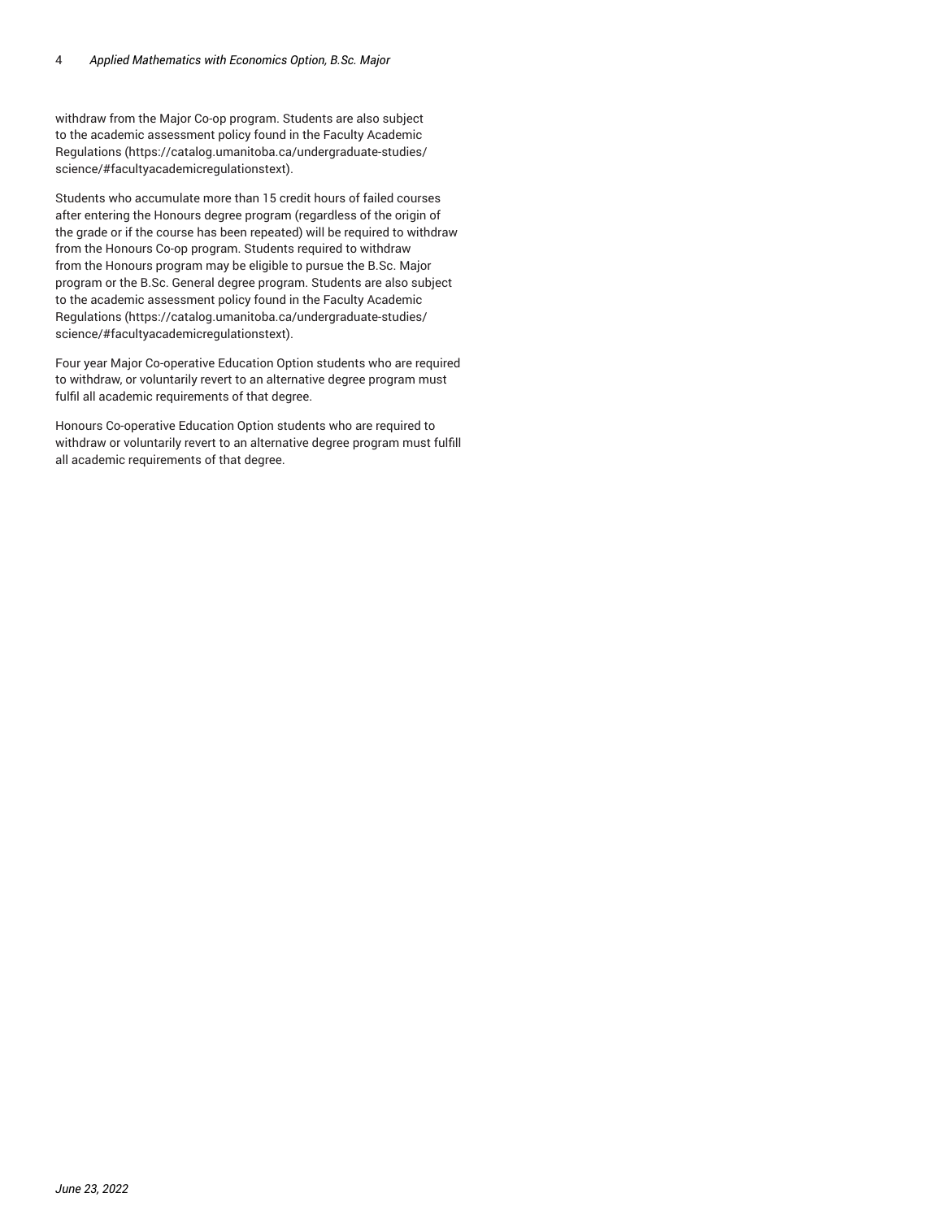withdraw from the Major Co-op program. Students are also subject to the academic assessment policy found in the Faculty Academic Regulations (https://catalog.umanitoba.ca/undergraduate-studies/science/#facultyacademicregulationstext).

Students who accumulate more than 15 credit hours of failed courses after entering the Honours degree program (regardless of the origin of the grade or if the course has been repeated) will be required to withdraw from the Honours Co-op program. Students required to withdraw from the Honours program may be eligible to pursue the B.Sc. Major program or the B.Sc. General degree program. Students are also subject to the academic assessment policy found in the Faculty Academic Regulations (https://catalog.umanitoba.ca/undergraduate-studies/science/#facultyacademicregulationstext).

Four year Major Co-operative Education Option students who are required to withdraw, or voluntarily revert to an alternative degree program must fulfil all academic requirements of that degree.

Honours Co-operative Education Option students who are required to withdraw or voluntarily revert to an alternative degree program must fulfill all academic requirements of that degree.